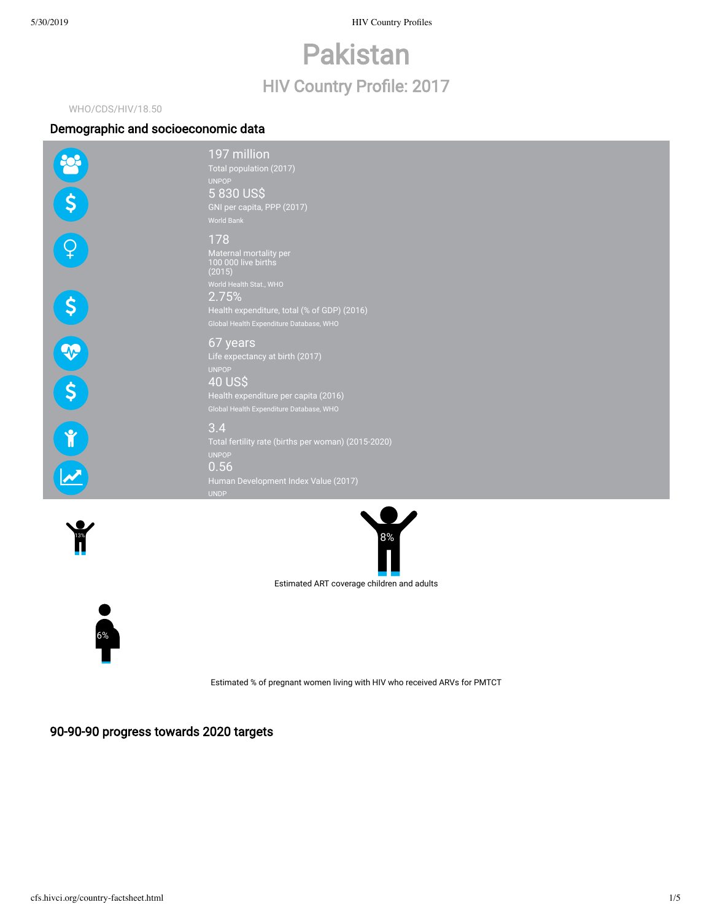# Pakistan

## HIV Country Profile: 2017

WHO/CDS/HIV/18.50

### Demographic and socioeconomic data

197 million
Total population (2017)
UNPOP

5 830 US$
GNI per capita, PPP (2017)
World Bank

178
Maternal mortality per 100 000 live births (2015)
World Health Stat., WHO

2.75%
Health expenditure, total (% of GDP) (2016)
Global Health Expenditure Database, WHO

67 years
Life expectancy at birth (2017)
UNPOP

40 US$
Health expenditure per capita (2016)
Global Health Expenditure Database, WHO

3.4
Total fertility rate (births per woman) (2015-2020)
UNPOP

0.56
Human Development Index Value (2017)
UNDP

13%

8%

Estimated ART coverage children and adults

6%

Estimated % of pregnant women living with HIV who received ARVs for PMTCT

### 90-90-90 progress towards 2020 targets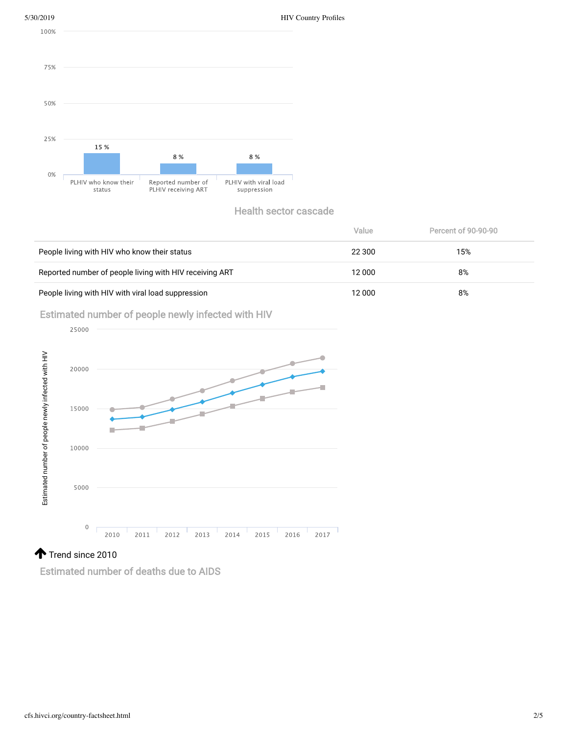## Health sector cascade

| | Value | Percent of 90-90-90 |
|---|---|---|
| People living with HIV who know their status | 22 300 | 15% |
| Reported number of people living with HIV receiving ART | 12 000 | 8% |
| People living with HIV with viral load suppression | 12 000 | 8% |

## Estimated number of people newly infected with HIV

Trend since 2010

## Estimated number of deaths due to AIDS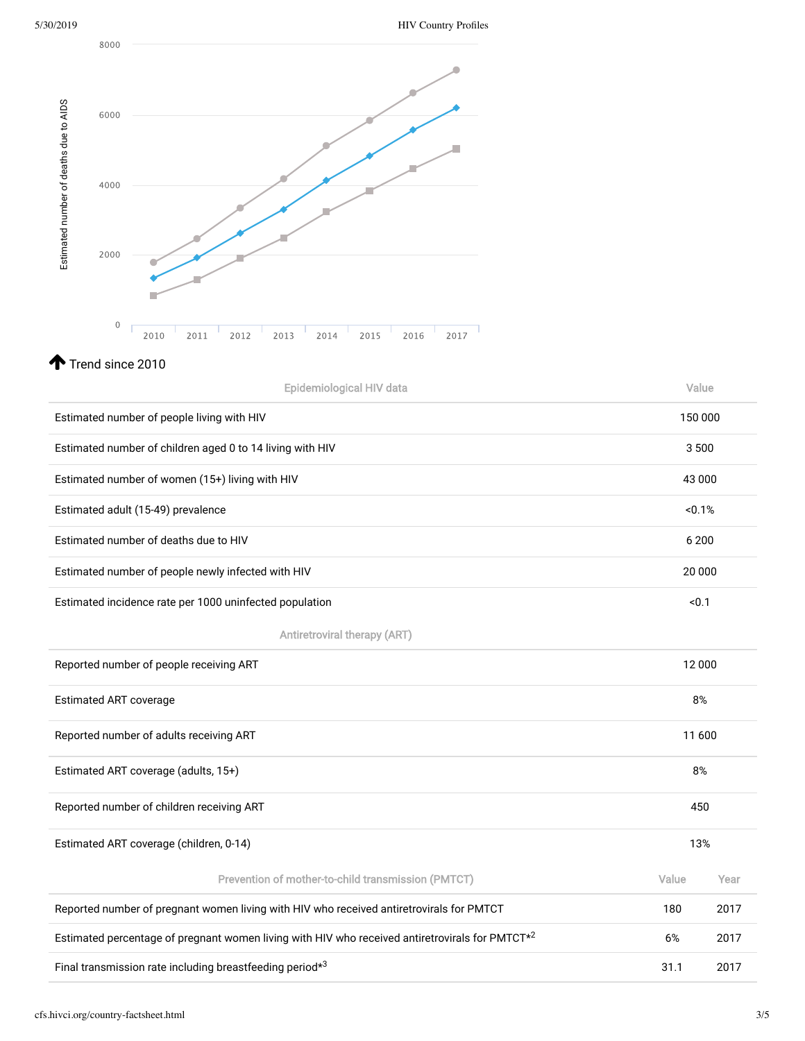Estimated number of deaths due to AIDS

8000

6000

4000

2000

0

2010 2011 2012 2013 2014 2015 2016 2017

🡅 Trend since 2010

| Epidemiological HIV data | Value |
|---|---|
| Estimated number of people living with HIV | 150 000 |
| Estimated number of children aged 0 to 14 living with HIV | 3 500 |
| Estimated number of women (15+) living with HIV | 43 000 |
| Estimated adult (15-49) prevalence | <0.1% |
| Estimated number of deaths due to HIV | 6 200 |
| Estimated number of people newly infected with HIV | 20 000 |
| Estimated incidence rate per 1000 uninfected population | <0.1 |

| Antiretroviral therapy (ART) | |
|---|---|
| Reported number of people receiving ART | 12 000 |
| Estimated ART coverage | 8% |
| Reported number of adults receiving ART | 11 600 |
| Estimated ART coverage (adults, 15+) | 8% |
| Reported number of children receiving ART | 450 |
| Estimated ART coverage (children, 0-14) | 13% |

| Prevention of mother-to-child transmission (PMTCT) | Value | Year |
|---|---|---|
| Reported number of pregnant women living with HIV who received antiretrovirals for PMTCT | 180 | 2017 |
| Estimated percentage of pregnant women living with HIV who received antiretrovirals for PMTCT*[2] | 6% | 2017 |
| Final transmission rate including breastfeeding period*[3] | 31.1 | 2017 |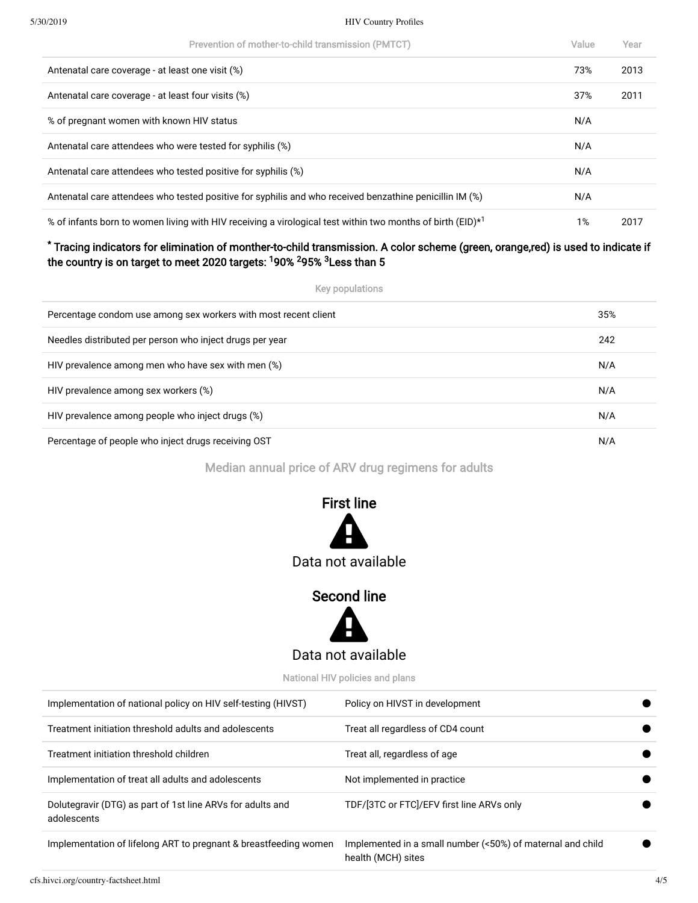| Prevention of mother-to-child transmission (PMTCT) | Value | Year |
| --- | --- | --- |
| Antenatal care coverage - at least one visit (%) | 73% | 2013 |
| Antenatal care coverage - at least four visits (%) | 37% | 2011 |
| % of pregnant women with known HIV status | N/A | |
| Antenatal care attendees who were tested for syphilis (%) | N/A | |
| Antenatal care attendees who tested positive for syphilis (%) | N/A | |
| Antenatal care attendees who tested positive for syphilis and who received benzathine penicillin IM (%) | N/A | |
| % of infants born to women living with HIV receiving a virological test within two months of birth (EID)*[1] | 1% | 2017 |

**\* Tracing indicators for elimination of monther-to-child transmission. A color scheme (green, orange,red) is used to indicate if the country is on target to meet 2020 targets: [1]90% [2]95% [3]Less than 5**

| Key populations | |
| --- | --- |
| Percentage condom use among sex workers with most recent client | 35% |
| Needles distributed per person who inject drugs per year | 242 |
| HIV prevalence among men who have sex with men (%) | N/A |
| HIV prevalence among sex workers (%) | N/A |
| HIV prevalence among people who inject drugs (%) | N/A |
| Percentage of people who inject drugs receiving OST | N/A |

## Median annual price of ARV drug regimens for adults

### First line

Data not available

### Second line

Data not available

| National HIV policies and plans | | |
| --- | --- | --- |
| Implementation of national policy on HIV self-testing (HIVST) | Policy on HIVST in development | ● |
| Treatment initiation threshold adults and adolescents | Treat all regardless of CD4 count | ● |
| Treatment initiation threshold children | Treat all, regardless of age | ● |
| Implementation of treat all adults and adolescents | Not implemented in practice | ● |
| Dolutegravir (DTG) as part of 1st line ARVs for adults and adolescents | TDF/[3TC or FTC]/EFV first line ARVs only | ● |
| Implementation of lifelong ART to pregnant & breastfeeding women | Implemented in a small number (<50%) of maternal and child health (MCH) sites | ● |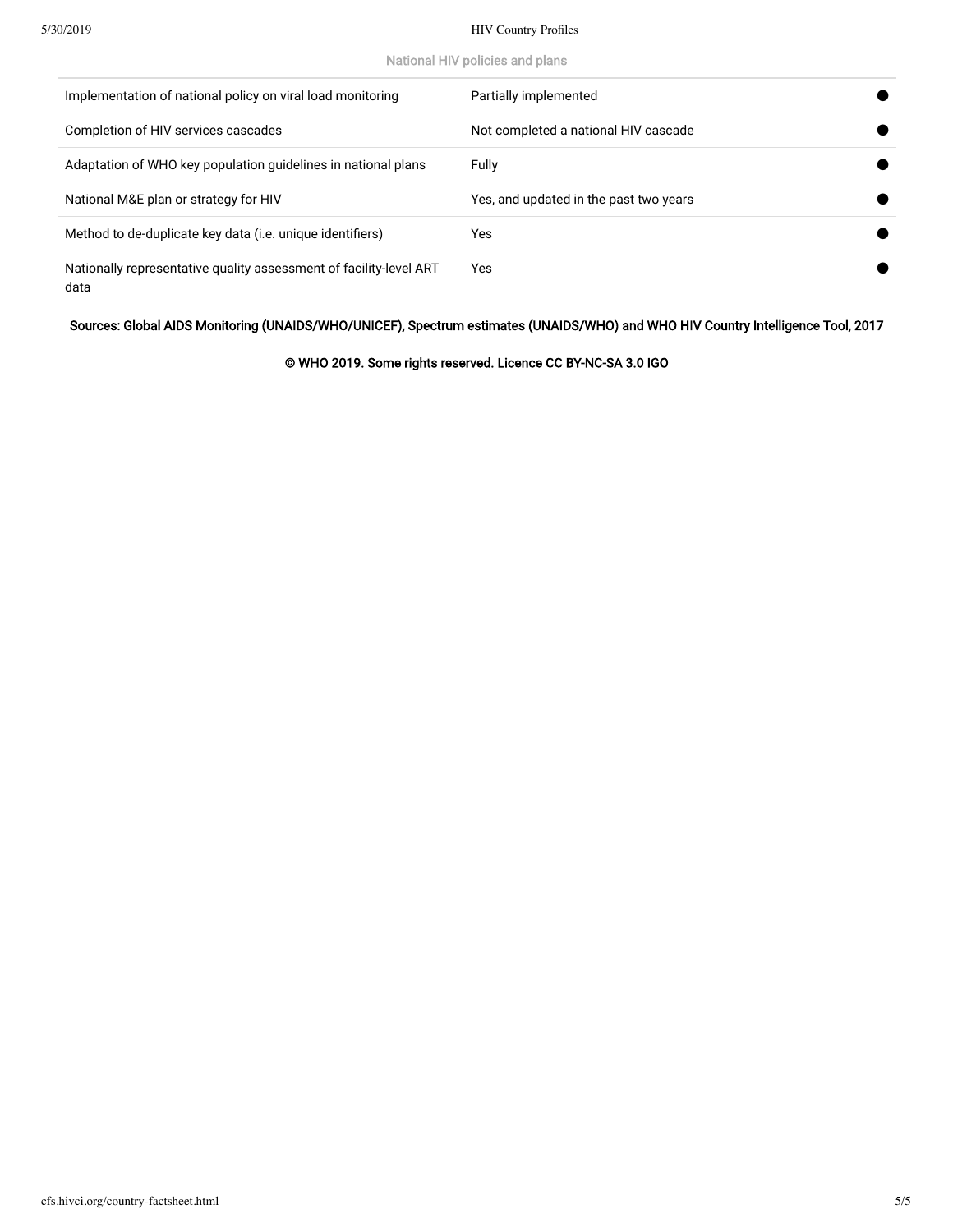### National HIV policies and plans

| | | |
|---|---|---|
| Implementation of national policy on viral load monitoring | Partially implemented | ● |
| Completion of HIV services cascades | Not completed a national HIV cascade | ● |
| Adaptation of WHO key population guidelines in national plans | Fully | ● |
| National M&E plan or strategy for HIV | Yes, and updated in the past two years | ● |
| Method to de-duplicate key data (i.e. unique identifiers) | Yes | ● |
| Nationally representative quality assessment of facility-level ART data | Yes | ● |

**Sources: Global AIDS Monitoring (UNAIDS/WHO/UNICEF), Spectrum estimates (UNAIDS/WHO) and WHO HIV Country Intelligence Tool, 2017**

**© WHO 2019. Some rights reserved. Licence CC BY-NC-SA 3.0 IGO**